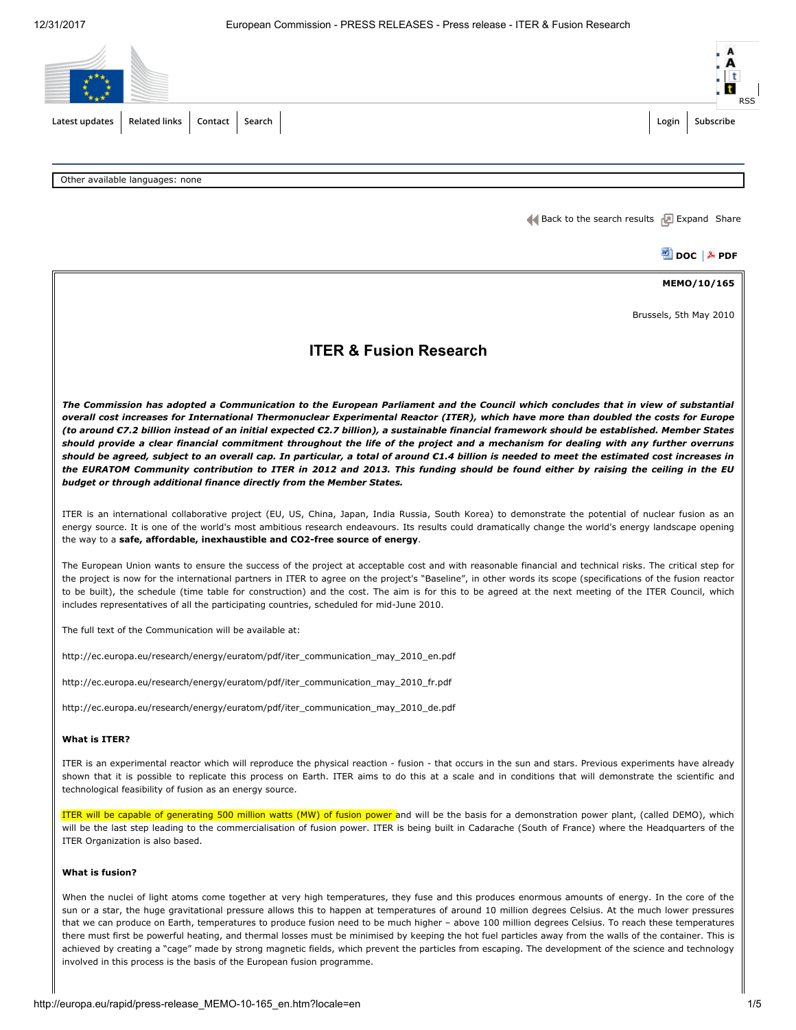Other available languages: none

MEMO/10/165

Brussels, 5th May 2010

# ITER & Fusion Research

***The Commission has adopted a Communication to the European Parliament and the Council which concludes that in view of substantial overall cost increases for International Thermonuclear Experimental Reactor (ITER), which have more than doubled the costs for Europe (to around €7.2 billion instead of an initial expected €2.7 billion), a sustainable financial framework should be established. Member States should provide a clear financial commitment throughout the life of the project and a mechanism for dealing with any further overruns should be agreed, subject to an overall cap. In particular, a total of around €1.4 billion is needed to meet the estimated cost increases in the EURATOM Community contribution to ITER in 2012 and 2013. This funding should be found either by raising the ceiling in the EU budget or through additional finance directly from the Member States.***

ITER is an international collaborative project (EU, US, China, Japan, India Russia, South Korea) to demonstrate the potential of nuclear fusion as an energy source. It is one of the world's most ambitious research endeavours. Its results could dramatically change the world's energy landscape opening the way to a **safe, affordable, inexhaustible and CO2-free source of energy**.

The European Union wants to ensure the success of the project at acceptable cost and with reasonable financial and technical risks. The critical step for the project is now for the international partners in ITER to agree on the project's "Baseline", in other words its scope (specifications of the fusion reactor to be built), the schedule (time table for construction) and the cost. The aim is for this to be agreed at the next meeting of the ITER Council, which includes representatives of all the participating countries, scheduled for mid-June 2010.

The full text of the Communication will be available at:

http://ec.europa.eu/research/energy/euratom/pdf/iter_communication_may_2010_en.pdf

http://ec.europa.eu/research/energy/euratom/pdf/iter_communication_may_2010_fr.pdf

http://ec.europa.eu/research/energy/euratom/pdf/iter_communication_may_2010_de.pdf

**What is ITER?**

ITER is an experimental reactor which will reproduce the physical reaction - fusion - that occurs in the sun and stars. Previous experiments have already shown that it is possible to replicate this process on Earth. ITER aims to do this at a scale and in conditions that will demonstrate the scientific and technological feasibility of fusion as an energy source.

ITER will be capable of generating 500 million watts (MW) of fusion power and will be the basis for a demonstration power plant, (called DEMO), which will be the last step leading to the commercialisation of fusion power. ITER is being built in Cadarache (South of France) where the Headquarters of the ITER Organization is also based.

**What is fusion?**

When the nuclei of light atoms come together at very high temperatures, they fuse and this produces enormous amounts of energy. In the core of the sun or a star, the huge gravitational pressure allows this to happen at temperatures of around 10 million degrees Celsius. At the much lower pressures that we can produce on Earth, temperatures to produce fusion need to be much higher – above 100 million degrees Celsius. To reach these temperatures there must first be powerful heating, and thermal losses must be minimised by keeping the hot fuel particles away from the walls of the container. This is achieved by creating a "cage" made by strong magnetic fields, which prevent the particles from escaping. The development of the science and technology involved in this process is the basis of the European fusion programme.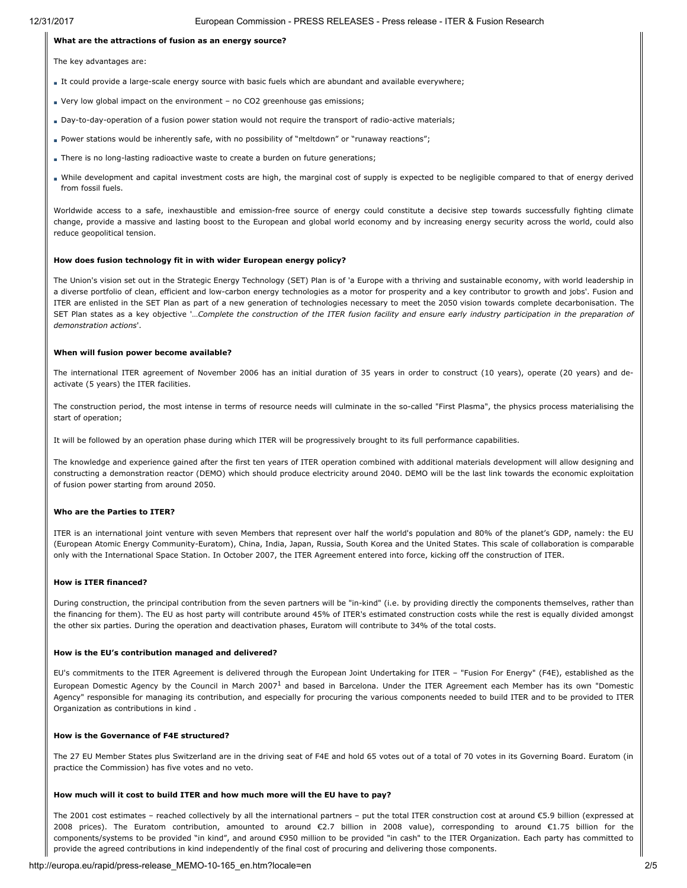**What are the attractions of fusion as an energy source?**

The key advantages are:

- It could provide a large-scale energy source with basic fuels which are abundant and available everywhere;
- Very low global impact on the environment – no CO2 greenhouse gas emissions;
- Day-to-day-operation of a fusion power station would not require the transport of radio-active materials;
- Power stations would be inherently safe, with no possibility of "meltdown" or "runaway reactions";
- There is no long-lasting radioactive waste to create a burden on future generations;
- While development and capital investment costs are high, the marginal cost of supply is expected to be negligible compared to that of energy derived from fossil fuels.

Worldwide access to a safe, inexhaustible and emission-free source of energy could constitute a decisive step towards successfully fighting climate change, provide a massive and lasting boost to the European and global world economy and by increasing energy security across the world, could also reduce geopolitical tension.

**How does fusion technology fit in with wider European energy policy?**

The Union's vision set out in the Strategic Energy Technology (SET) Plan is of 'a Europe with a thriving and sustainable economy, with world leadership in a diverse portfolio of clean, efficient and low-carbon energy technologies as a motor for prosperity and a key contributor to growth and jobs'. Fusion and ITER are enlisted in the SET Plan as part of a new generation of technologies necessary to meet the 2050 vision towards complete decarbonisation. The SET Plan states as a key objective '*…Complete the construction of the ITER fusion facility and ensure early industry participation in the preparation of demonstration actions*'.

**When will fusion power become available?**

The international ITER agreement of November 2006 has an initial duration of 35 years in order to construct (10 years), operate (20 years) and de-activate (5 years) the ITER facilities.

The construction period, the most intense in terms of resource needs will culminate in the so-called "First Plasma", the physics process materialising the start of operation;

It will be followed by an operation phase during which ITER will be progressively brought to its full performance capabilities.

The knowledge and experience gained after the first ten years of ITER operation combined with additional materials development will allow designing and constructing a demonstration reactor (DEMO) which should produce electricity around 2040. DEMO will be the last link towards the economic exploitation of fusion power starting from around 2050.

**Who are the Parties to ITER?**

ITER is an international joint venture with seven Members that represent over half the world's population and 80% of the planet's GDP, namely: the EU (European Atomic Energy Community-Euratom), China, India, Japan, Russia, South Korea and the United States. This scale of collaboration is comparable only with the International Space Station. In October 2007, the ITER Agreement entered into force, kicking off the construction of ITER.

**How is ITER financed?**

During construction, the principal contribution from the seven partners will be "in-kind" (i.e. by providing directly the components themselves, rather than the financing for them). The EU as host party will contribute around 45% of ITER's estimated construction costs while the rest is equally divided amongst the other six parties. During the operation and deactivation phases, Euratom will contribute to 34% of the total costs.

**How is the EU's contribution managed and delivered?**

EU's commitments to the ITER Agreement is delivered through the European Joint Undertaking for ITER – "Fusion For Energy" (F4E), established as the European Domestic Agency by the Council in March 2007[1] and based in Barcelona. Under the ITER Agreement each Member has its own "Domestic Agency" responsible for managing its contribution, and especially for procuring the various components needed to build ITER and to be provided to ITER Organization as contributions in kind .

**How is the Governance of F4E structured?**

The 27 EU Member States plus Switzerland are in the driving seat of F4E and hold 65 votes out of a total of 70 votes in its Governing Board. Euratom (in practice the Commission) has five votes and no veto.

**How much will it cost to build ITER and how much more will the EU have to pay?**

The 2001 cost estimates – reached collectively by all the international partners – put the total ITER construction cost at around €5.9 billion (expressed at 2008 prices). The Euratom contribution, amounted to around €2.7 billion in 2008 value), corresponding to around €1.75 billion for the components/systems to be provided "in kind", and around €950 million to be provided "in cash" to the ITER Organization. Each party has committed to provide the agreed contributions in kind independently of the final cost of procuring and delivering those components.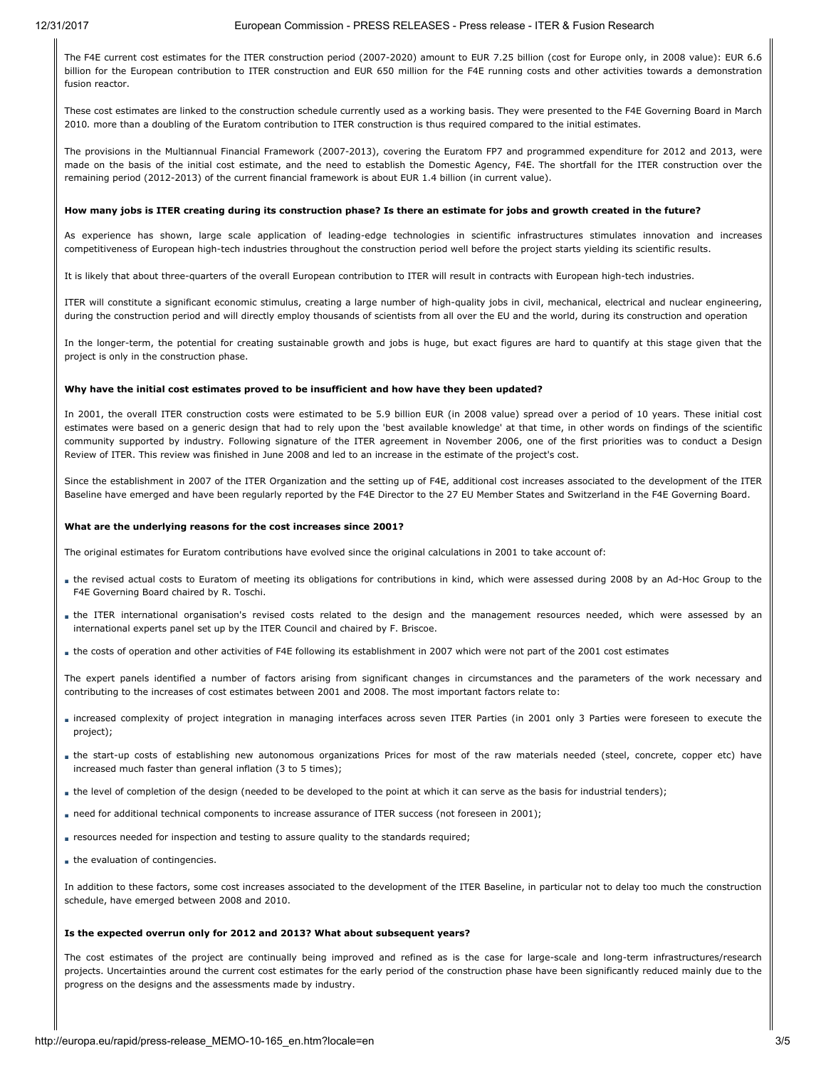The F4E current cost estimates for the ITER construction period (2007-2020) amount to EUR 7.25 billion (cost for Europe only, in 2008 value): EUR 6.6 billion for the European contribution to ITER construction and EUR 650 million for the F4E running costs and other activities towards a demonstration fusion reactor.

These cost estimates are linked to the construction schedule currently used as a working basis. They were presented to the F4E Governing Board in March 2010. more than a doubling of the Euratom contribution to ITER construction is thus required compared to the initial estimates.

The provisions in the Multiannual Financial Framework (2007-2013), covering the Euratom FP7 and programmed expenditure for 2012 and 2013, were made on the basis of the initial cost estimate, and the need to establish the Domestic Agency, F4E. The shortfall for the ITER construction over the remaining period (2012-2013) of the current financial framework is about EUR 1.4 billion (in current value).

**How many jobs is ITER creating during its construction phase? Is there an estimate for jobs and growth created in the future?**

As experience has shown, large scale application of leading-edge technologies in scientific infrastructures stimulates innovation and increases competitiveness of European high-tech industries throughout the construction period well before the project starts yielding its scientific results.

It is likely that about three-quarters of the overall European contribution to ITER will result in contracts with European high-tech industries.

ITER will constitute a significant economic stimulus, creating a large number of high-quality jobs in civil, mechanical, electrical and nuclear engineering, during the construction period and will directly employ thousands of scientists from all over the EU and the world, during its construction and operation

In the longer-term, the potential for creating sustainable growth and jobs is huge, but exact figures are hard to quantify at this stage given that the project is only in the construction phase.

**Why have the initial cost estimates proved to be insufficient and how have they been updated?**

In 2001, the overall ITER construction costs were estimated to be 5.9 billion EUR (in 2008 value) spread over a period of 10 years. These initial cost estimates were based on a generic design that had to rely upon the 'best available knowledge' at that time, in other words on findings of the scientific community supported by industry. Following signature of the ITER agreement in November 2006, one of the first priorities was to conduct a Design Review of ITER. This review was finished in June 2008 and led to an increase in the estimate of the project's cost.

Since the establishment in 2007 of the ITER Organization and the setting up of F4E, additional cost increases associated to the development of the ITER Baseline have emerged and have been regularly reported by the F4E Director to the 27 EU Member States and Switzerland in the F4E Governing Board.

**What are the underlying reasons for the cost increases since 2001?**

The original estimates for Euratom contributions have evolved since the original calculations in 2001 to take account of:

- the revised actual costs to Euratom of meeting its obligations for contributions in kind, which were assessed during 2008 by an Ad-Hoc Group to the F4E Governing Board chaired by R. Toschi.
- the ITER international organisation's revised costs related to the design and the management resources needed, which were assessed by an international experts panel set up by the ITER Council and chaired by F. Briscoe.
- the costs of operation and other activities of F4E following its establishment in 2007 which were not part of the 2001 cost estimates

The expert panels identified a number of factors arising from significant changes in circumstances and the parameters of the work necessary and contributing to the increases of cost estimates between 2001 and 2008. The most important factors relate to:

- increased complexity of project integration in managing interfaces across seven ITER Parties (in 2001 only 3 Parties were foreseen to execute the project);
- the start-up costs of establishing new autonomous organizations Prices for most of the raw materials needed (steel, concrete, copper etc) have increased much faster than general inflation (3 to 5 times);
- the level of completion of the design (needed to be developed to the point at which it can serve as the basis for industrial tenders);
- need for additional technical components to increase assurance of ITER success (not foreseen in 2001);
- resources needed for inspection and testing to assure quality to the standards required;
- the evaluation of contingencies.

In addition to these factors, some cost increases associated to the development of the ITER Baseline, in particular not to delay too much the construction schedule, have emerged between 2008 and 2010.

**Is the expected overrun only for 2012 and 2013? What about subsequent years?**

The cost estimates of the project are continually being improved and refined as is the case for large-scale and long-term infrastructures/research projects. Uncertainties around the current cost estimates for the early period of the construction phase have been significantly reduced mainly due to the progress on the designs and the assessments made by industry.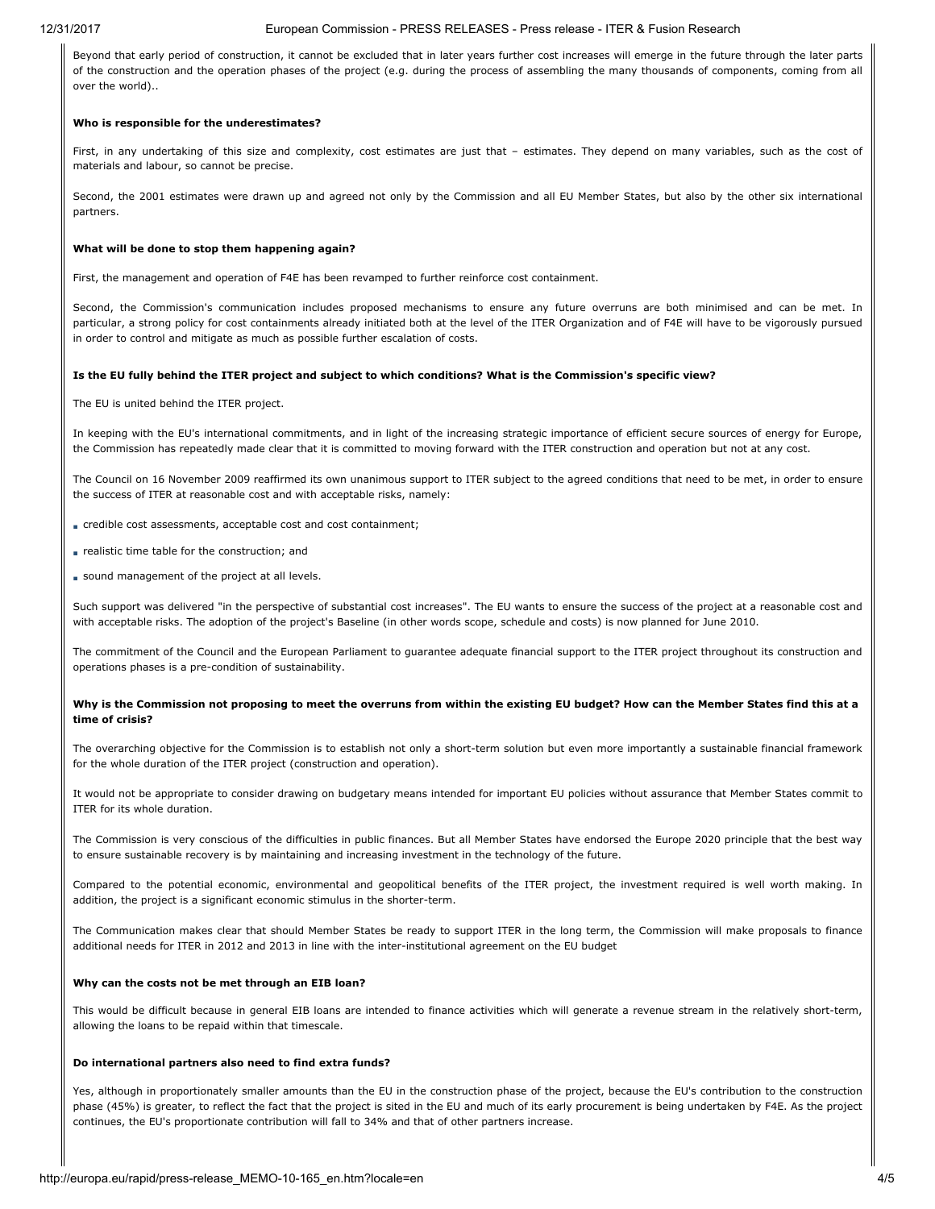Beyond that early period of construction, it cannot be excluded that in later years further cost increases will emerge in the future through the later parts of the construction and the operation phases of the project (e.g. during the process of assembling the many thousands of components, coming from all over the world)..

**Who is responsible for the underestimates?**

First, in any undertaking of this size and complexity, cost estimates are just that – estimates. They depend on many variables, such as the cost of materials and labour, so cannot be precise.

Second, the 2001 estimates were drawn up and agreed not only by the Commission and all EU Member States, but also by the other six international partners.

**What will be done to stop them happening again?**

First, the management and operation of F4E has been revamped to further reinforce cost containment.

Second, the Commission's communication includes proposed mechanisms to ensure any future overruns are both minimised and can be met. In particular, a strong policy for cost containments already initiated both at the level of the ITER Organization and of F4E will have to be vigorously pursued in order to control and mitigate as much as possible further escalation of costs.

**Is the EU fully behind the ITER project and subject to which conditions? What is the Commission's specific view?**

The EU is united behind the ITER project.

In keeping with the EU's international commitments, and in light of the increasing strategic importance of efficient secure sources of energy for Europe, the Commission has repeatedly made clear that it is committed to moving forward with the ITER construction and operation but not at any cost.

The Council on 16 November 2009 reaffirmed its own unanimous support to ITER subject to the agreed conditions that need to be met, in order to ensure the success of ITER at reasonable cost and with acceptable risks, namely:

- credible cost assessments, acceptable cost and cost containment;
- realistic time table for the construction; and
- sound management of the project at all levels.

Such support was delivered "in the perspective of substantial cost increases". The EU wants to ensure the success of the project at a reasonable cost and with acceptable risks. The adoption of the project's Baseline (in other words scope, schedule and costs) is now planned for June 2010.

The commitment of the Council and the European Parliament to guarantee adequate financial support to the ITER project throughout its construction and operations phases is a pre-condition of sustainability.

**Why is the Commission not proposing to meet the overruns from within the existing EU budget? How can the Member States find this at a time of crisis?**

The overarching objective for the Commission is to establish not only a short-term solution but even more importantly a sustainable financial framework for the whole duration of the ITER project (construction and operation).

It would not be appropriate to consider drawing on budgetary means intended for important EU policies without assurance that Member States commit to ITER for its whole duration.

The Commission is very conscious of the difficulties in public finances. But all Member States have endorsed the Europe 2020 principle that the best way to ensure sustainable recovery is by maintaining and increasing investment in the technology of the future.

Compared to the potential economic, environmental and geopolitical benefits of the ITER project, the investment required is well worth making. In addition, the project is a significant economic stimulus in the shorter-term.

The Communication makes clear that should Member States be ready to support ITER in the long term, the Commission will make proposals to finance additional needs for ITER in 2012 and 2013 in line with the inter-institutional agreement on the EU budget

**Why can the costs not be met through an EIB loan?**

This would be difficult because in general EIB loans are intended to finance activities which will generate a revenue stream in the relatively short-term, allowing the loans to be repaid within that timescale.

**Do international partners also need to find extra funds?**

Yes, although in proportionately smaller amounts than the EU in the construction phase of the project, because the EU's contribution to the construction phase (45%) is greater, to reflect the fact that the project is sited in the EU and much of its early procurement is being undertaken by F4E. As the project continues, the EU's proportionate contribution will fall to 34% and that of other partners increase.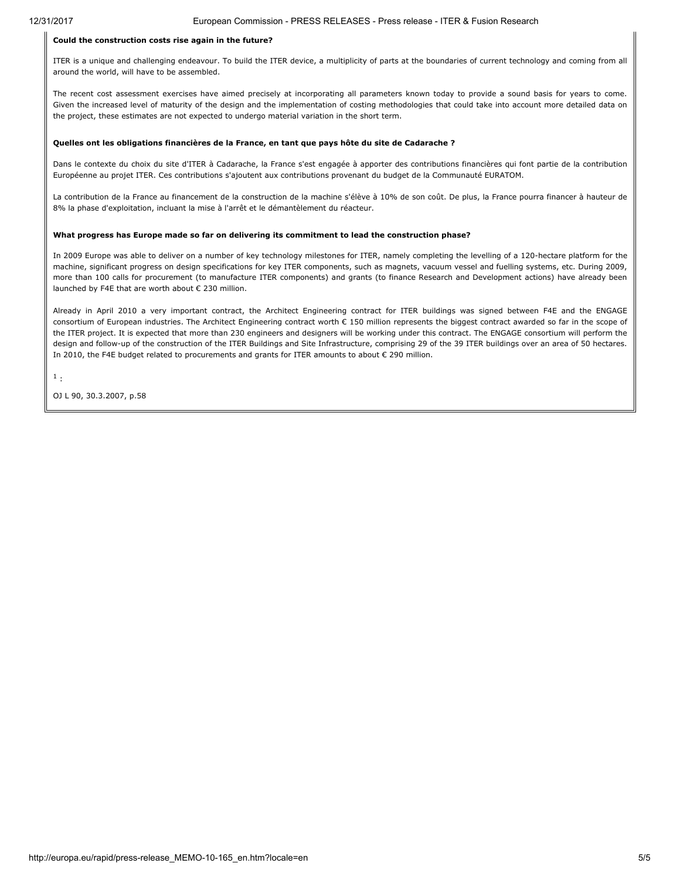**Could the construction costs rise again in the future?**

ITER is a unique and challenging endeavour. To build the ITER device, a multiplicity of parts at the boundaries of current technology and coming from all around the world, will have to be assembled.

The recent cost assessment exercises have aimed precisely at incorporating all parameters known today to provide a sound basis for years to come. Given the increased level of maturity of the design and the implementation of costing methodologies that could take into account more detailed data on the project, these estimates are not expected to undergo material variation in the short term.

**Quelles ont les obligations financières de la France, en tant que pays hôte du site de Cadarache ?**

Dans le contexte du choix du site d'ITER à Cadarache, la France s'est engagée à apporter des contributions financières qui font partie de la contribution Européenne au projet ITER. Ces contributions s'ajoutent aux contributions provenant du budget de la Communauté EURATOM.

La contribution de la France au financement de la construction de la machine s'élève à 10% de son coût. De plus, la France pourra financer à hauteur de 8% la phase d'exploitation, incluant la mise à l'arrêt et le démantèlement du réacteur.

**What progress has Europe made so far on delivering its commitment to lead the construction phase?**

In 2009 Europe was able to deliver on a number of key technology milestones for ITER, namely completing the levelling of a 120-hectare platform for the machine, significant progress on design specifications for key ITER components, such as magnets, vacuum vessel and fuelling systems, etc. During 2009, more than 100 calls for procurement (to manufacture ITER components) and grants (to finance Research and Development actions) have already been launched by F4E that are worth about € 230 million.

Already in April 2010 a very important contract, the Architect Engineering contract for ITER buildings was signed between F4E and the ENGAGE consortium of European industries. The Architect Engineering contract worth € 150 million represents the biggest contract awarded so far in the scope of the ITER project. It is expected that more than 230 engineers and designers will be working under this contract. The ENGAGE consortium will perform the design and follow-up of the construction of the ITER Buildings and Site Infrastructure, comprising 29 of the 39 ITER buildings over an area of 50 hectares. In 2010, the F4E budget related to procurements and grants for ITER amounts to about € 290 million.

[1] :

OJ L 90, 30.3.2007, p.58